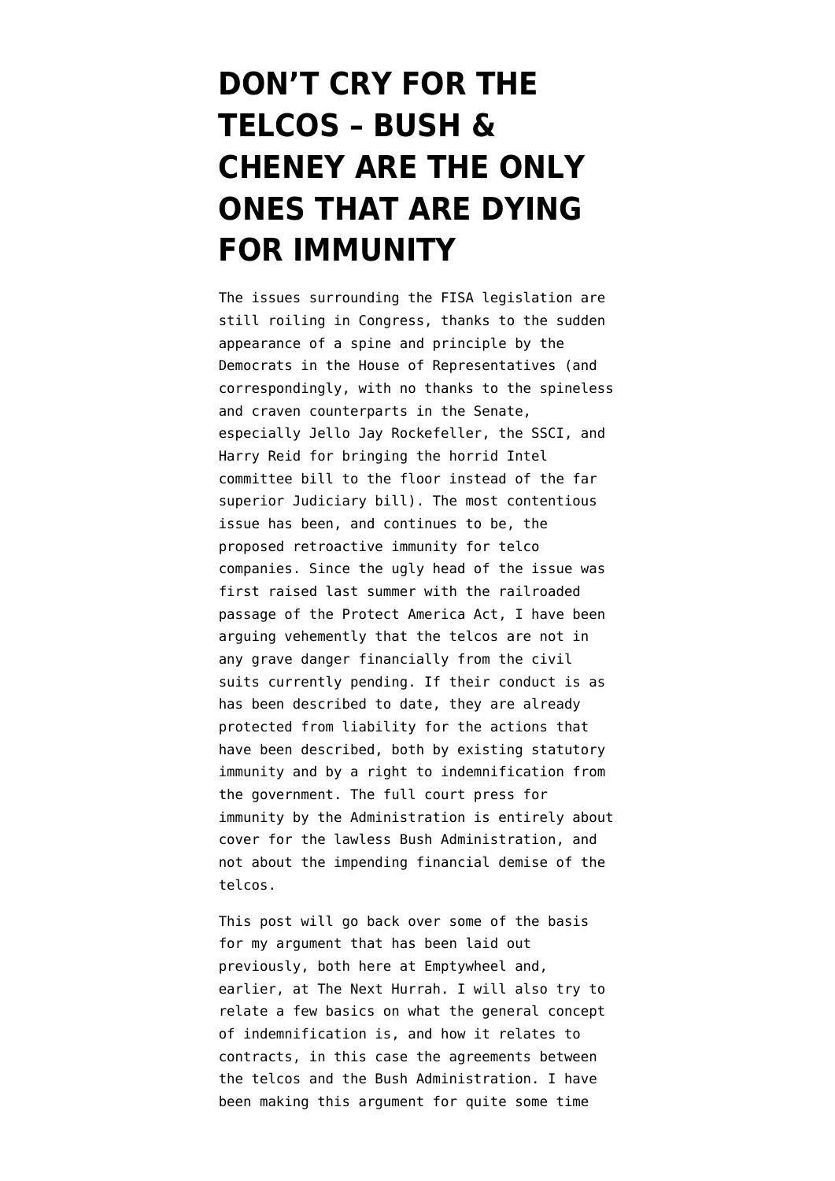# DON'T CRY FOR THE TELCOS – BUSH & CHENEY ARE THE ONLY ONES THAT ARE DYING FOR IMMUNITY

The issues surrounding the FISA legislation are still roiling in Congress, thanks to the sudden appearance of a spine and principle by the Democrats in the House of Representatives (and correspondingly, with no thanks to the spineless and craven counterparts in the Senate, especially Jello Jay Rockefeller, the SSCI, and Harry Reid for bringing the horrid Intel committee bill to the floor instead of the far superior Judiciary bill). The most contentious issue has been, and continues to be, the proposed retroactive immunity for telco companies. Since the ugly head of the issue was first raised last summer with the railroaded passage of the Protect America Act, I have been arguing vehemently that the telcos are not in any grave danger financially from the civil suits currently pending. If their conduct is as has been described to date, they are already protected from liability for the actions that have been described, both by existing statutory immunity and by a right to indemnification from the government. The full court press for immunity by the Administration is entirely about cover for the lawless Bush Administration, and not about the impending financial demise of the telcos.

This post will go back over some of the basis for my argument that has been laid out previously, both here at Emptywheel and, earlier, at The Next Hurrah. I will also try to relate a few basics on what the general concept of indemnification is, and how it relates to contracts, in this case the agreements between the telcos and the Bush Administration. I have been making this argument for quite some time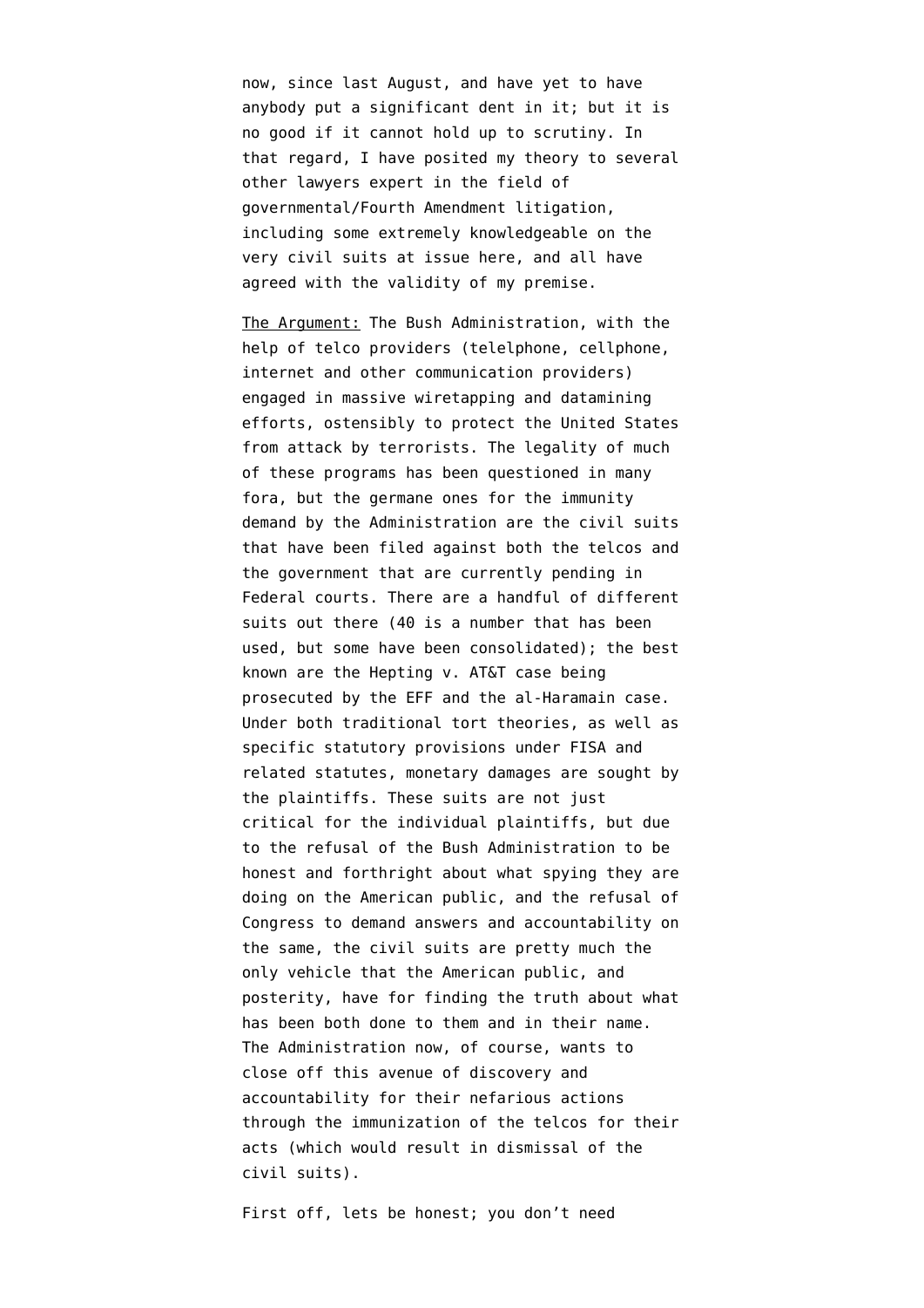now, since last August, and have yet to have anybody put a significant dent in it; but it is no good if it cannot hold up to scrutiny. In that regard, I have posited my theory to several other lawyers expert in the field of governmental/Fourth Amendment litigation, including some extremely knowledgeable on the very civil suits at issue here, and all have agreed with the validity of my premise.

<u>The Argument:</u> The Bush Administration, with the help of telco providers (telelphone, cellphone, internet and other communication providers) engaged in massive wiretapping and datamining efforts, ostensibly to protect the United States from attack by terrorists. The legality of much of these programs has been questioned in many fora, but the germane ones for the immunity demand by the Administration are the civil suits that have been filed against both the telcos and the government that are currently pending in Federal courts. There are a handful of different suits out there (40 is a number that has been used, but some have been consolidated); the best known are the Hepting v. AT&T case being prosecuted by the EFF and the al-Haramain case. Under both traditional tort theories, as well as specific statutory provisions under FISA and related statutes, monetary damages are sought by the plaintiffs. These suits are not just critical for the individual plaintiffs, but due to the refusal of the Bush Administration to be honest and forthright about what spying they are doing on the American public, and the refusal of Congress to demand answers and accountability on the same, the civil suits are pretty much the only vehicle that the American public, and posterity, have for finding the truth about what has been both done to them and in their name. The Administration now, of course, wants to close off this avenue of discovery and accountability for their nefarious actions through the immunization of the telcos for their acts (which would result in dismissal of the civil suits).

First off, lets be honest; you don't need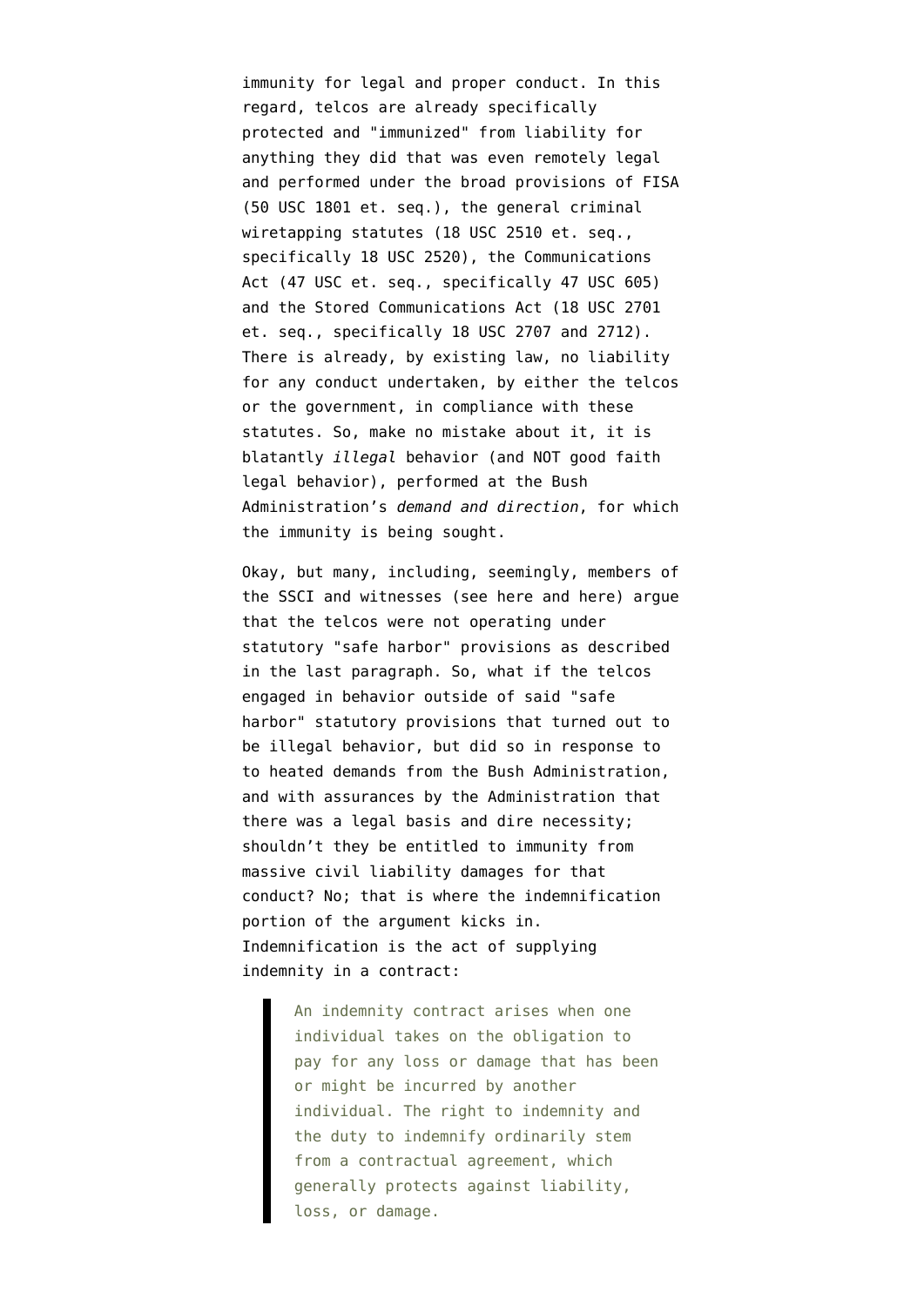immunity for legal and proper conduct. In this regard, telcos are already specifically protected and "immunized" from liability for anything they did that was even remotely legal and performed under the broad provisions of FISA (50 USC 1801 et. seq.), the general criminal wiretapping statutes (18 USC 2510 et. seq., specifically 18 USC 2520), the Communications Act (47 USC et. seq., specifically 47 USC 605) and the Stored Communications Act (18 USC 2701 et. seq., specifically 18 USC 2707 and 2712). There is already, by existing law, no liability for any conduct undertaken, by either the telcos or the government, in compliance with these statutes. So, make no mistake about it, it is blatantly *illegal* behavior (and NOT good faith legal behavior), performed at the Bush Administration's *demand and direction*, for which the immunity is being sought.

Okay, but many, including, seemingly, members of the SSCI and witnesses (see here and here) argue that the telcos were not operating under statutory "safe harbor" provisions as described in the last paragraph. So, what if the telcos engaged in behavior outside of said "safe harbor" statutory provisions that turned out to be illegal behavior, but did so in response to to heated demands from the Bush Administration, and with assurances by the Administration that there was a legal basis and dire necessity; shouldn't they be entitled to immunity from massive civil liability damages for that conduct? No; that is where the indemnification portion of the argument kicks in. Indemnification is the act of supplying indemnity in a contract:

> An indemnity contract arises when one individual takes on the obligation to pay for any loss or damage that has been or might be incurred by another individual. The right to indemnity and the duty to indemnify ordinarily stem from a contractual agreement, which generally protects against liability, loss, or damage.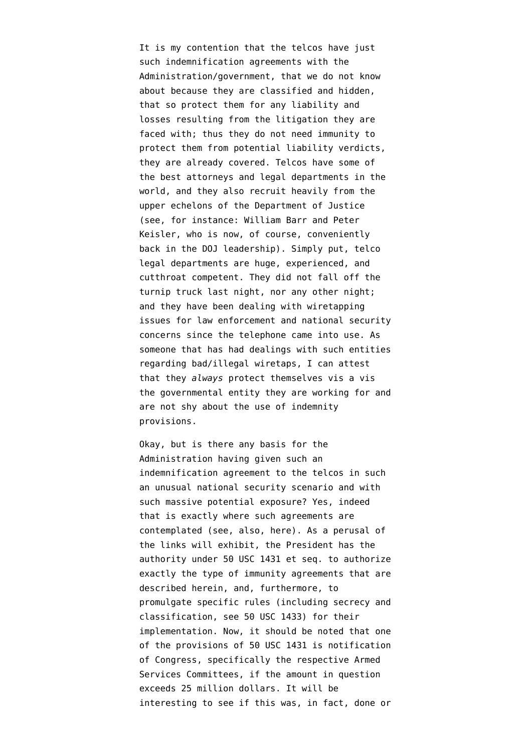It is my contention that the telcos have just such indemnification agreements with the Administration/government, that we do not know about because they are classified and hidden, that so protect them for any liability and losses resulting from the litigation they are faced with; thus they do not need immunity to protect them from potential liability verdicts, they are already covered. Telcos have some of the best attorneys and legal departments in the world, and they also recruit heavily from the upper echelons of the Department of Justice (see, for instance: William Barr and Peter Keisler, who is now, of course, conveniently back in the DOJ leadership). Simply put, telco legal departments are huge, experienced, and cutthroat competent. They did not fall off the turnip truck last night, nor any other night; and they have been dealing with wiretapping issues for law enforcement and national security concerns since the telephone came into use. As someone that has had dealings with such entities regarding bad/illegal wiretaps, I can attest that they *always* protect themselves vis a vis the governmental entity they are working for and are not shy about the use of indemnity provisions.

Okay, but is there any basis for the Administration having given such an indemnification agreement to the telcos in such an unusual national security scenario and with such massive potential exposure? Yes, indeed that is exactly where such agreements are contemplated (see, also, here). As a perusal of the links will exhibit, the President has the authority under 50 USC 1431 et seq. to authorize exactly the type of immunity agreements that are described herein, and, furthermore, to promulgate specific rules (including secrecy and classification, see 50 USC 1433) for their implementation. Now, it should be noted that one of the provisions of 50 USC 1431 is notification of Congress, specifically the respective Armed Services Committees, if the amount in question exceeds 25 million dollars. It will be interesting to see if this was, in fact, done or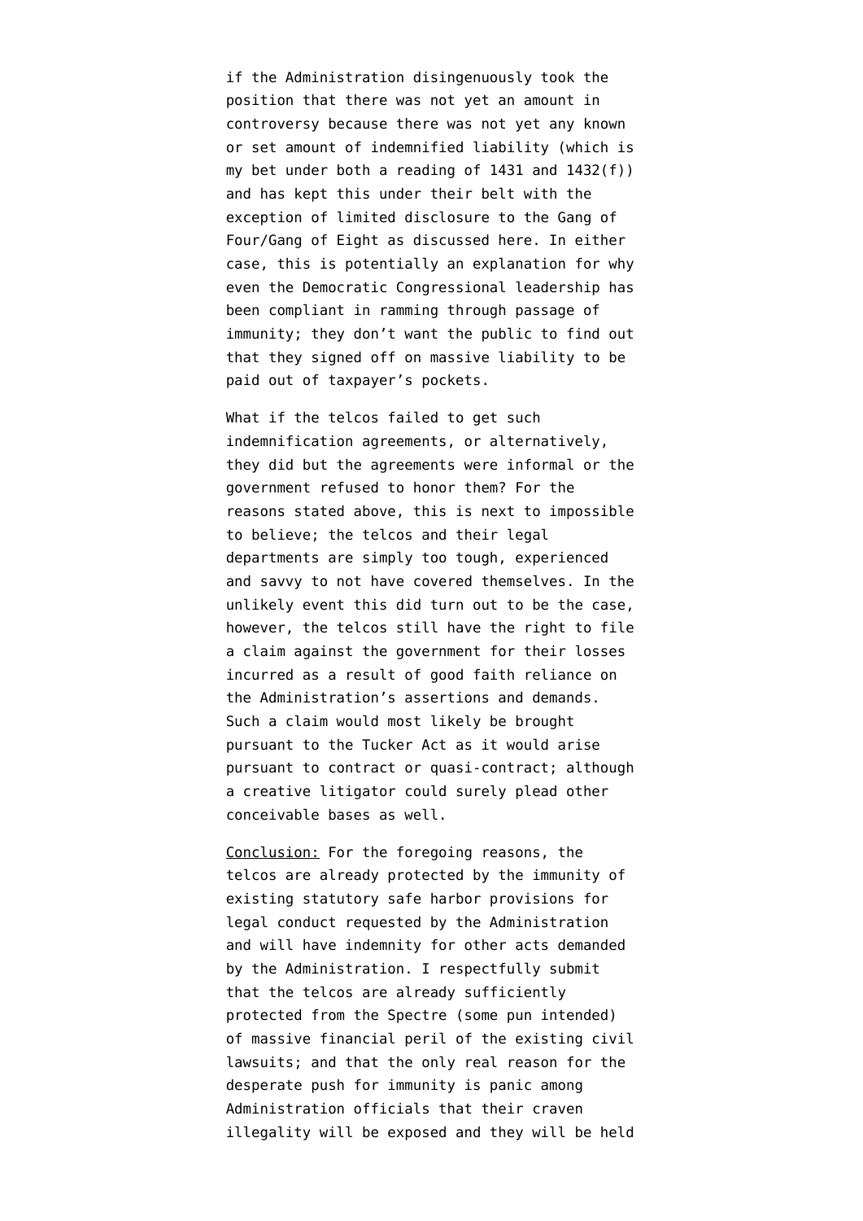if the Administration disingenuously took the position that there was not yet an amount in controversy because there was not yet any known or set amount of indemnified liability (which is my bet under both a reading of 1431 and 1432(f)) and has kept this under their belt with the exception of limited disclosure to the Gang of Four/Gang of Eight as discussed here. In either case, this is potentially an explanation for why even the Democratic Congressional leadership has been compliant in ramming through passage of immunity; they don't want the public to find out that they signed off on massive liability to be paid out of taxpayer's pockets.

What if the telcos failed to get such indemnification agreements, or alternatively, they did but the agreements were informal or the government refused to honor them? For the reasons stated above, this is next to impossible to believe; the telcos and their legal departments are simply too tough, experienced and savvy to not have covered themselves. In the unlikely event this did turn out to be the case, however, the telcos still have the right to file a claim against the government for their losses incurred as a result of good faith reliance on the Administration's assertions and demands. Such a claim would most likely be brought pursuant to the Tucker Act as it would arise pursuant to contract or quasi-contract; although a creative litigator could surely plead other conceivable bases as well.

<u>Conclusion:</u> For the foregoing reasons, the telcos are already protected by the immunity of existing statutory safe harbor provisions for legal conduct requested by the Administration and will have indemnity for other acts demanded by the Administration. I respectfully submit that the telcos are already sufficiently protected from the Spectre (some pun intended) of massive financial peril of the existing civil lawsuits; and that the only real reason for the desperate push for immunity is panic among Administration officials that their craven illegality will be exposed and they will be held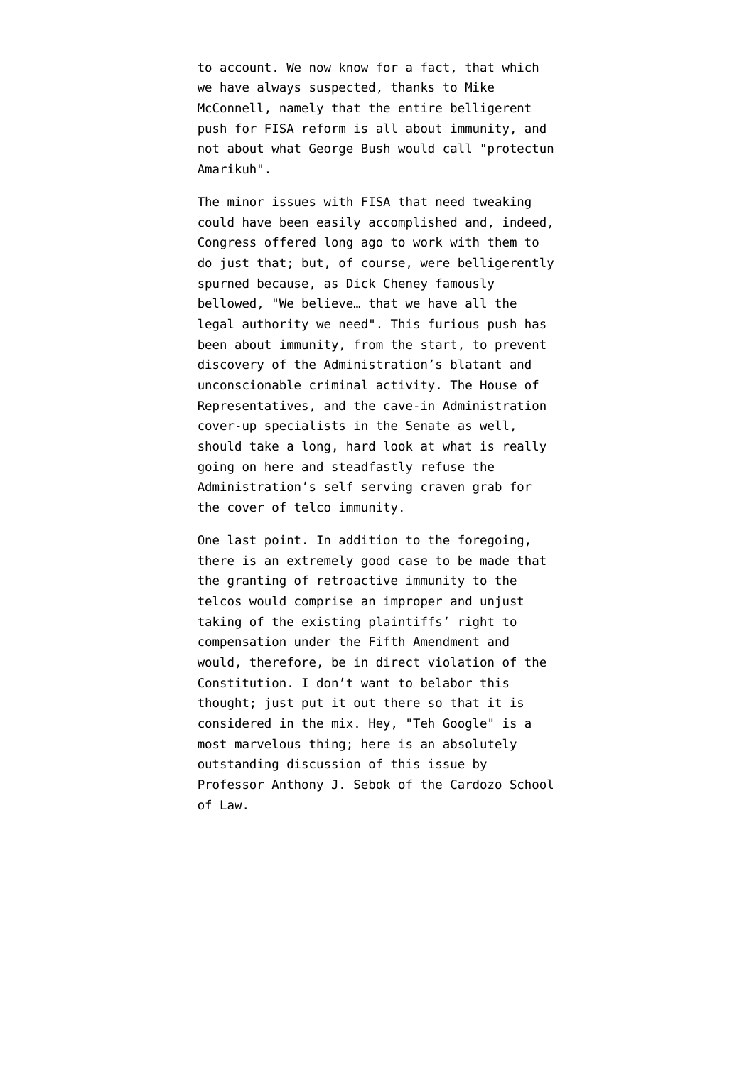to account. We now know for a fact, that which we have always suspected, thanks to Mike McConnell, namely that the entire belligerent push for FISA reform is all about immunity, and not about what George Bush would call "protectun Amarikuh".

The minor issues with FISA that need tweaking could have been easily accomplished and, indeed, Congress offered long ago to work with them to do just that; but, of course, were belligerently spurned because, as Dick Cheney famously bellowed, "We believe… that we have all the legal authority we need". This furious push has been about immunity, from the start, to prevent discovery of the Administration's blatant and unconscionable criminal activity. The House of Representatives, and the cave-in Administration cover-up specialists in the Senate as well, should take a long, hard look at what is really going on here and steadfastly refuse the Administration's self serving craven grab for the cover of telco immunity.

One last point. In addition to the foregoing, there is an extremely good case to be made that the granting of retroactive immunity to the telcos would comprise an improper and unjust taking of the existing plaintiffs' right to compensation under the Fifth Amendment and would, therefore, be in direct violation of the Constitution. I don't want to belabor this thought; just put it out there so that it is considered in the mix. Hey, "Teh Google" is a most marvelous thing; here is an absolutely outstanding discussion of this issue by Professor Anthony J. Sebok of the Cardozo School of Law.